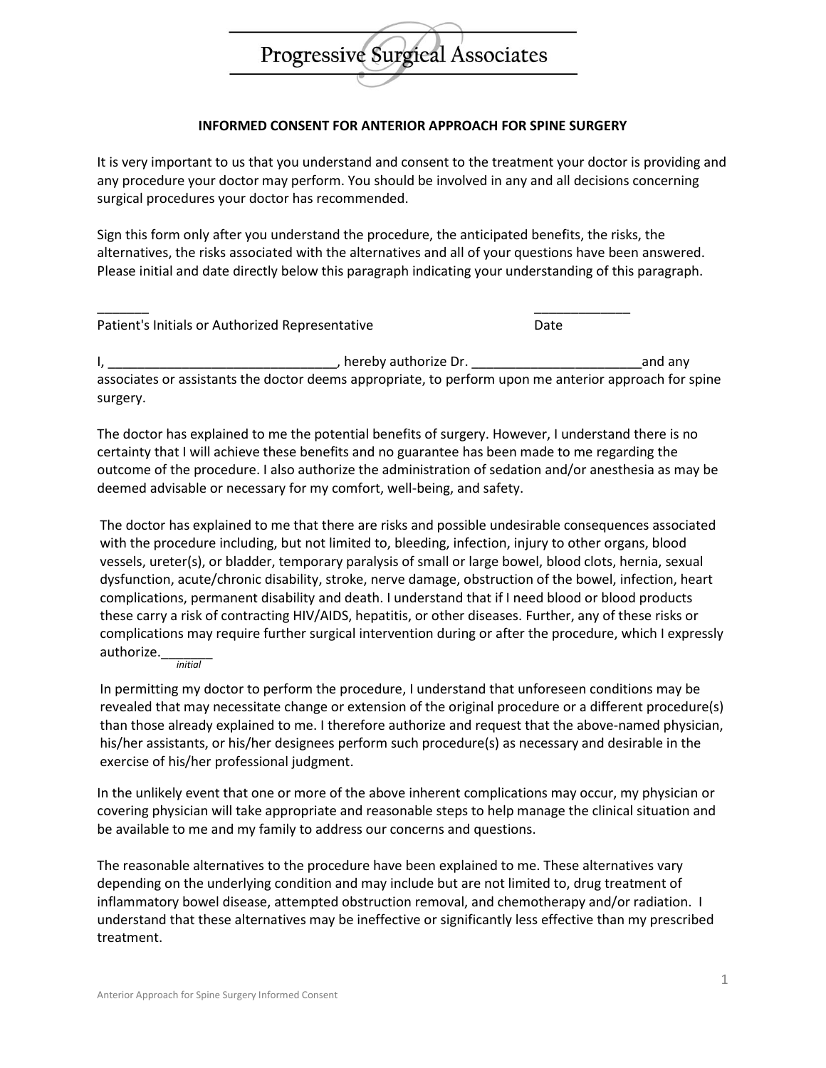Progressive Surgical Associates

**INFORMED CONSENT FOR ANTERIOR APPROACH FOR SPINE SURGERY**

It is very important to us that you understand and consent to the treatment your doctor is providing and any procedure your doctor may perform. You should be involved in any and all decisions concerning surgical procedures your doctor has recommended.

Sign this form only after you understand the procedure, the anticipated benefits, the risks, the alternatives, the risks associated with the alternatives and all of your questions have been answered. Please initial and date directly below this paragraph indicating your understanding of this paragraph.

_______ _____________

Patient's Initials or Authorized Representative Date

I, _______________________________, hereby authorize Dr. _______________________and any associates or assistants the doctor deems appropriate, to perform upon me anterior approach for spine surgery.

The doctor has explained to me the potential benefits of surgery. However, I understand there is no certainty that I will achieve these benefits and no guarantee has been made to me regarding the outcome of the procedure. I also authorize the administration of sedation and/or anesthesia as may be deemed advisable or necessary for my comfort, well-being, and safety.

The doctor has explained to me that there are risks and possible undesirable consequences associated with the procedure including, but not limited to, bleeding, infection, injury to other organs, blood vessels, ureter(s), or bladder, temporary paralysis of small or large bowel, blood clots, hernia, sexual dysfunction, acute/chronic disability, stroke, nerve damage, obstruction of the bowel, infection, heart complications, permanent disability and death. I understand that if I need blood or blood products these carry a risk of contracting HIV/AIDS, hepatitis, or other diseases. Further, any of these risks or complications may require further surgical intervention during or after the procedure, which I expressly authorize._______
*initial*

In permitting my doctor to perform the procedure, I understand that unforeseen conditions may be revealed that may necessitate change or extension of the original procedure or a different procedure(s) than those already explained to me. I therefore authorize and request that the above-named physician, his/her assistants, or his/her designees perform such procedure(s) as necessary and desirable in the exercise of his/her professional judgment.

In the unlikely event that one or more of the above inherent complications may occur, my physician or covering physician will take appropriate and reasonable steps to help manage the clinical situation and be available to me and my family to address our concerns and questions.

The reasonable alternatives to the procedure have been explained to me. These alternatives vary depending on the underlying condition and may include but are not limited to, drug treatment of inflammatory bowel disease, attempted obstruction removal, and chemotherapy and/or radiation. I understand that these alternatives may be ineffective or significantly less effective than my prescribed treatment.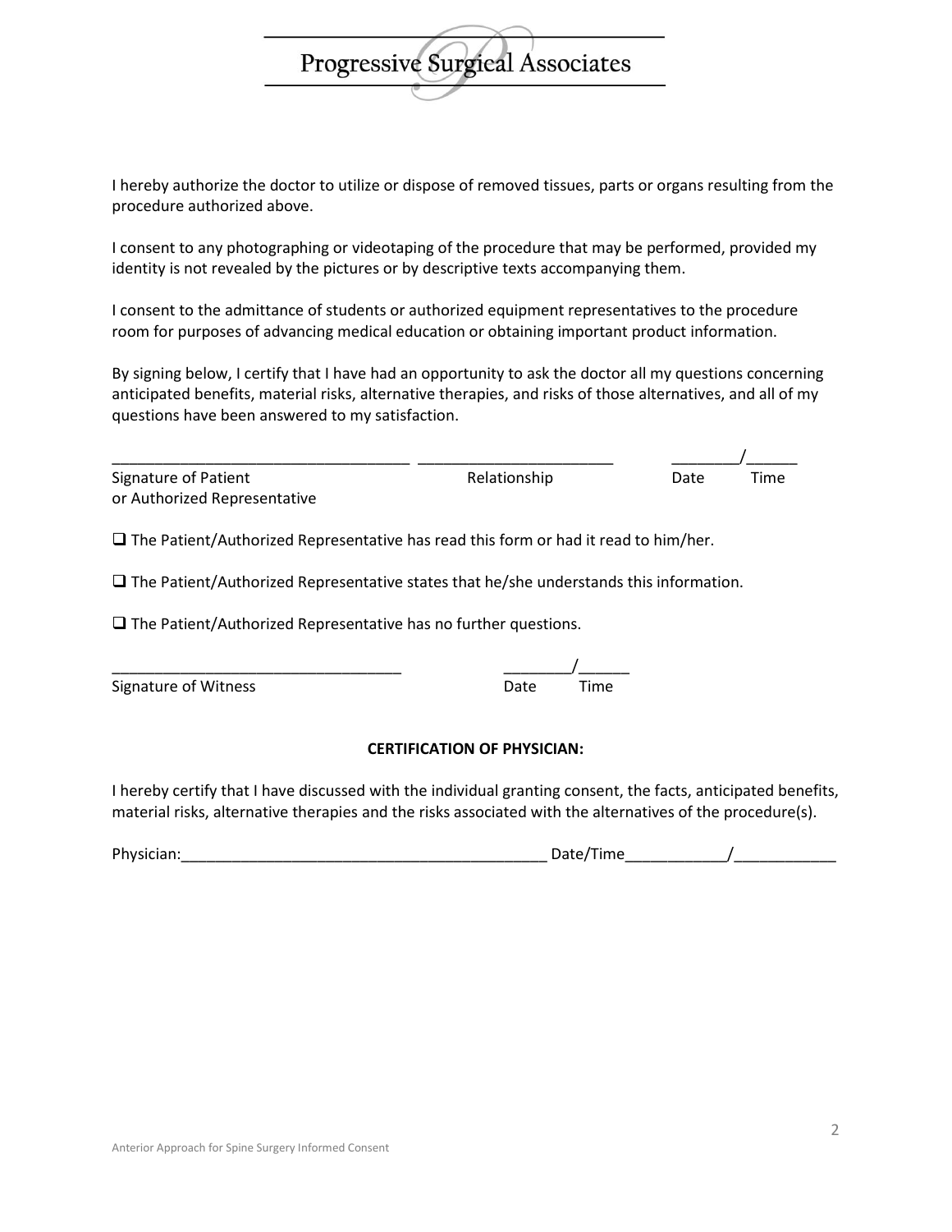I hereby authorize the doctor to utilize or dispose of removed tissues, parts or organs resulting from the procedure authorized above.

I consent to any photographing or videotaping of the procedure that may be performed, provided my identity is not revealed by the pictures or by descriptive texts accompanying them.

I consent to the admittance of students or authorized equipment representatives to the procedure room for purposes of advancing medical education or obtaining important product information.

By signing below, I certify that I have had an opportunity to ask the doctor all my questions concerning anticipated benefits, material risks, alternative therapies, and risks of those alternatives, and all of my questions have been answered to my satisfaction.

___________________________________ _______________________ ________/______
Signature of Patient or Authorized Representative | Relationship | Date | Time

❑ The Patient/Authorized Representative has read this form or had it read to him/her.

❑ The Patient/Authorized Representative states that he/she understands this information.

❑ The Patient/Authorized Representative has no further questions.

__________________________________ ________/______
Signature of Witness | Date | Time

**CERTIFICATION OF PHYSICIAN:**

I hereby certify that I have discussed with the individual granting consent, the facts, anticipated benefits, material risks, alternative therapies and the risks associated with the alternatives of the procedure(s).

Physician:___________________________________________ Date/Time____________/____________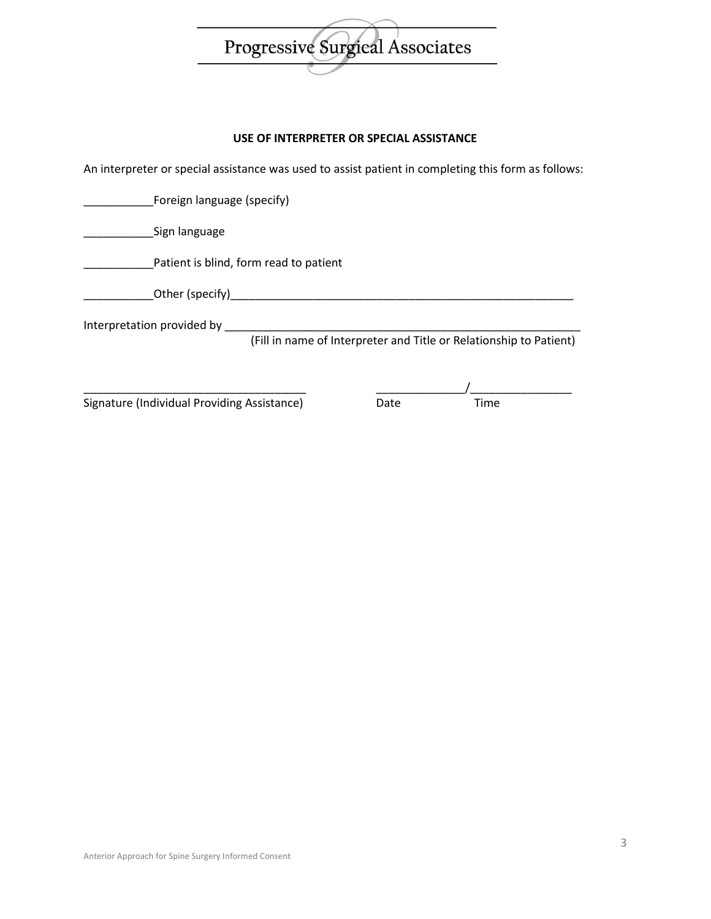Progressive Surgical Associates

**USE OF INTERPRETER OR SPECIAL ASSISTANCE**

An interpreter or special assistance was used to assist patient in completing this form as follows:

___________Foreign language (specify)

___________Sign language

___________Patient is blind, form read to patient

___________Other (specify)_________________________________________________________

Interpretation provided by ___________________________________________________________
(Fill in name of Interpreter and Title or Relationship to Patient)

___________________________________ ______________/________________
Signature (Individual Providing Assistance) Date Time